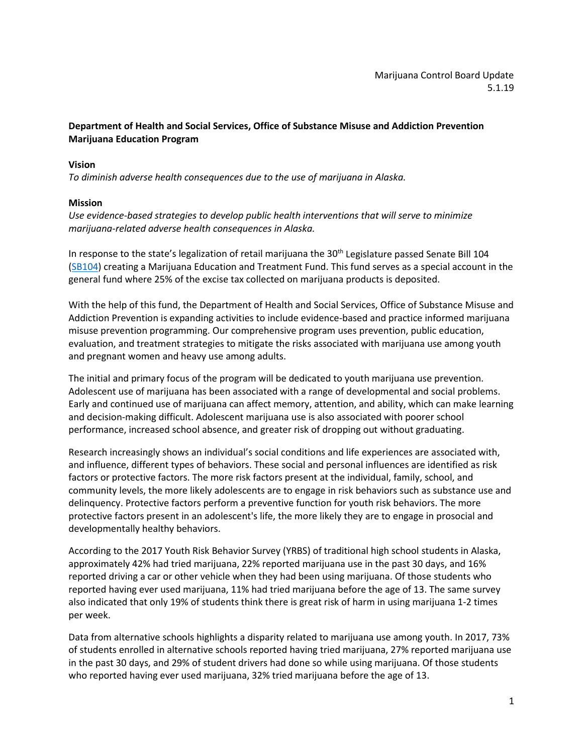Marijuana Control Board Update
5.1.19

**Department of Health and Social Services, Office of Substance Misuse and Addiction Prevention Marijuana Education Program**

**Vision**

*To diminish adverse health consequences due to the use of marijuana in Alaska.*

**Mission**

*Use evidence-based strategies to develop public health interventions that will serve to minimize marijuana-related adverse health consequences in Alaska.*

In response to the state's legalization of retail marijuana the 30th Legislature passed Senate Bill 104 (SB104) creating a Marijuana Education and Treatment Fund. This fund serves as a special account in the general fund where 25% of the excise tax collected on marijuana products is deposited.

With the help of this fund, the Department of Health and Social Services, Office of Substance Misuse and Addiction Prevention is expanding activities to include evidence-based and practice informed marijuana misuse prevention programming. Our comprehensive program uses prevention, public education, evaluation, and treatment strategies to mitigate the risks associated with marijuana use among youth and pregnant women and heavy use among adults.

The initial and primary focus of the program will be dedicated to youth marijuana use prevention. Adolescent use of marijuana has been associated with a range of developmental and social problems. Early and continued use of marijuana can affect memory, attention, and ability, which can make learning and decision-making difficult. Adolescent marijuana use is also associated with poorer school performance, increased school absence, and greater risk of dropping out without graduating.

Research increasingly shows an individual's social conditions and life experiences are associated with, and influence, different types of behaviors. These social and personal influences are identified as risk factors or protective factors. The more risk factors present at the individual, family, school, and community levels, the more likely adolescents are to engage in risk behaviors such as substance use and delinquency. Protective factors perform a preventive function for youth risk behaviors. The more protective factors present in an adolescent's life, the more likely they are to engage in prosocial and developmentally healthy behaviors.

According to the 2017 Youth Risk Behavior Survey (YRBS) of traditional high school students in Alaska, approximately 42% had tried marijuana, 22% reported marijuana use in the past 30 days, and 16% reported driving a car or other vehicle when they had been using marijuana. Of those students who reported having ever used marijuana, 11% had tried marijuana before the age of 13. The same survey also indicated that only 19% of students think there is great risk of harm in using marijuana 1-2 times per week.

Data from alternative schools highlights a disparity related to marijuana use among youth. In 2017, 73% of students enrolled in alternative schools reported having tried marijuana, 27% reported marijuana use in the past 30 days, and 29% of student drivers had done so while using marijuana. Of those students who reported having ever used marijuana, 32% tried marijuana before the age of 13.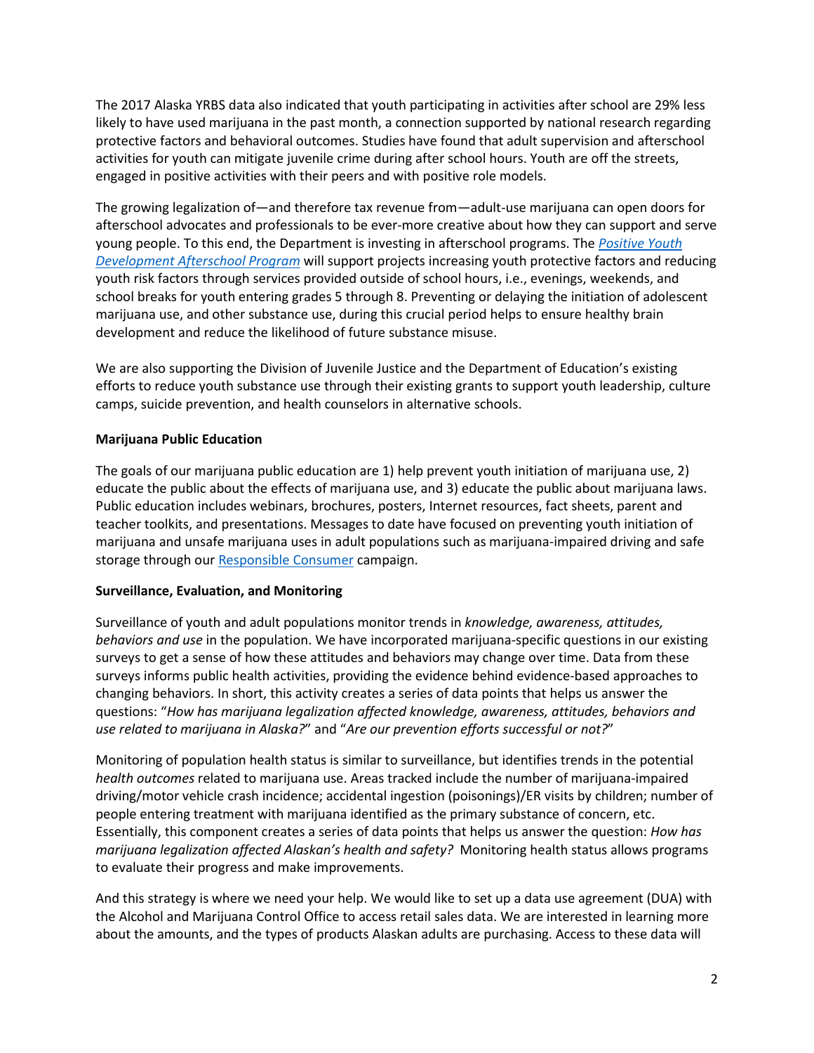The 2017 Alaska YRBS data also indicated that youth participating in activities after school are 29% less likely to have used marijuana in the past month, a connection supported by national research regarding protective factors and behavioral outcomes. Studies have found that adult supervision and afterschool activities for youth can mitigate juvenile crime during after school hours. Youth are off the streets, engaged in positive activities with their peers and with positive role models.

The growing legalization of—and therefore tax revenue from—adult-use marijuana can open doors for afterschool advocates and professionals to be ever-more creative about how they can support and serve young people. To this end, the Department is investing in afterschool programs. The *Positive Youth Development Afterschool Program* will support projects increasing youth protective factors and reducing youth risk factors through services provided outside of school hours, i.e., evenings, weekends, and school breaks for youth entering grades 5 through 8. Preventing or delaying the initiation of adolescent marijuana use, and other substance use, during this crucial period helps to ensure healthy brain development and reduce the likelihood of future substance misuse.

We are also supporting the Division of Juvenile Justice and the Department of Education's existing efforts to reduce youth substance use through their existing grants to support youth leadership, culture camps, suicide prevention, and health counselors in alternative schools.

**Marijuana Public Education**

The goals of our marijuana public education are 1) help prevent youth initiation of marijuana use, 2) educate the public about the effects of marijuana use, and 3) educate the public about marijuana laws. Public education includes webinars, brochures, posters, Internet resources, fact sheets, parent and teacher toolkits, and presentations. Messages to date have focused on preventing youth initiation of marijuana and unsafe marijuana uses in adult populations such as marijuana-impaired driving and safe storage through our Responsible Consumer campaign.

**Surveillance, Evaluation, and Monitoring**

Surveillance of youth and adult populations monitor trends in *knowledge, awareness, attitudes, behaviors and use* in the population. We have incorporated marijuana-specific questions in our existing surveys to get a sense of how these attitudes and behaviors may change over time. Data from these surveys informs public health activities, providing the evidence behind evidence-based approaches to changing behaviors. In short, this activity creates a series of data points that helps us answer the questions: "*How has marijuana legalization affected knowledge, awareness, attitudes, behaviors and use related to marijuana in Alaska?*" and "*Are our prevention efforts successful or not?*"

Monitoring of population health status is similar to surveillance, but identifies trends in the potential *health outcomes* related to marijuana use. Areas tracked include the number of marijuana-impaired driving/motor vehicle crash incidence; accidental ingestion (poisonings)/ER visits by children; number of people entering treatment with marijuana identified as the primary substance of concern, etc. Essentially, this component creates a series of data points that helps us answer the question: *How has marijuana legalization affected Alaskan's health and safety?* Monitoring health status allows programs to evaluate their progress and make improvements.

And this strategy is where we need your help. We would like to set up a data use agreement (DUA) with the Alcohol and Marijuana Control Office to access retail sales data. We are interested in learning more about the amounts, and the types of products Alaskan adults are purchasing. Access to these data will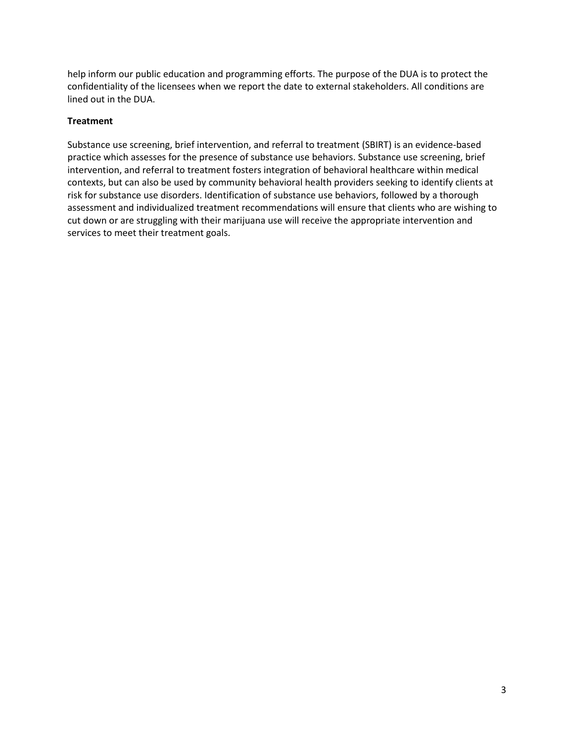help inform our public education and programming efforts. The purpose of the DUA is to protect the confidentiality of the licensees when we report the date to external stakeholders. All conditions are lined out in the DUA.

**Treatment**

Substance use screening, brief intervention, and referral to treatment (SBIRT) is an evidence-based practice which assesses for the presence of substance use behaviors. Substance use screening, brief intervention, and referral to treatment fosters integration of behavioral healthcare within medical contexts, but can also be used by community behavioral health providers seeking to identify clients at risk for substance use disorders. Identification of substance use behaviors, followed by a thorough assessment and individualized treatment recommendations will ensure that clients who are wishing to cut down or are struggling with their marijuana use will receive the appropriate intervention and services to meet their treatment goals.